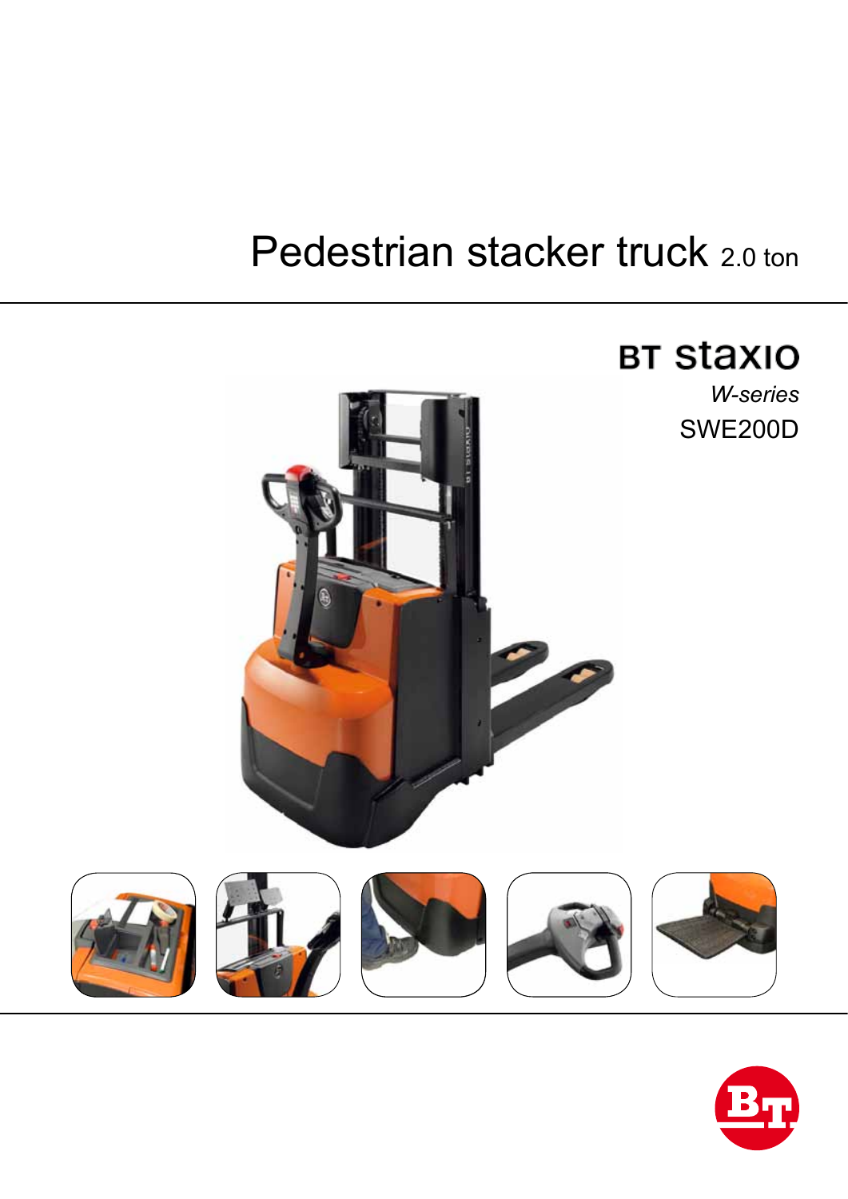# Pedestrian stacker truck 2.0 ton

## BT staxio

*W-series*

SWE200D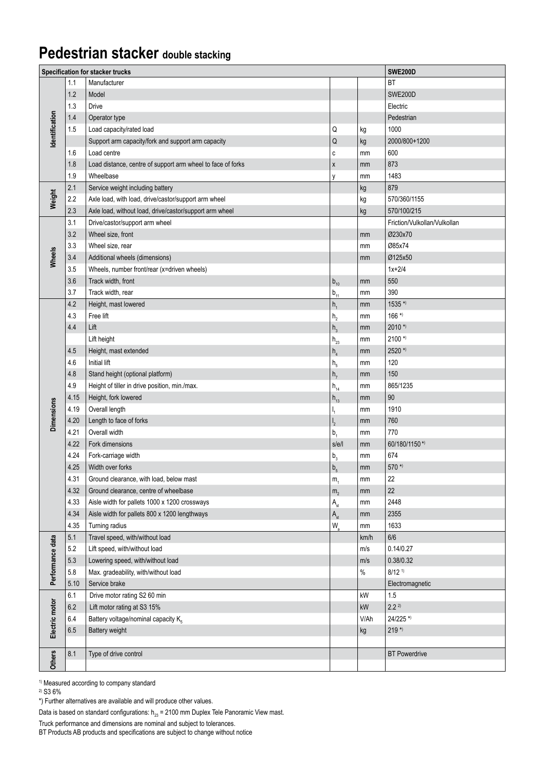# Pedestrian stacker double stacking

| Specification for stacker trucks | | | | | SWE200D |
|---|---|---|---|---|---|
| Identification | 1.1 | Manufacturer | | | BT |
| | 1.2 | Model | | | SWE200D |
| | 1.3 | Drive | | | Electric |
| | 1.4 | Operator type | | | Pedestrian |
| | 1.5 | Load capacity/rated load | Q | kg | 1000 |
| | | Support arm capacity/fork and support arm capacity | Q | kg | 2000/800+1200 |
| | 1.6 | Load centre | c | mm | 600 |
| | 1.8 | Load distance, centre of support arm wheel to face of forks | x | mm | 873 |
| | 1.9 | Wheelbase | y | mm | 1483 |
| Weight | 2.1 | Service weight including battery | | kg | 879 |
| | 2.2 | Axle load, with load, drive/castor/support arm wheel | | kg | 570/360/1155 |
| | 2.3 | Axle load, without load, drive/castor/support arm wheel | | kg | 570/100/215 |
| Wheels | 3.1 | Drive/castor/support arm wheel | | | Friction/Vulkollan/Vulkollan |
| | 3.2 | Wheel size, front | | mm | Ø230x70 |
| | 3.3 | Wheel size, rear | | mm | Ø85x74 |
| | 3.4 | Additional wheels (dimensions) | | mm | Ø125x50 |
| | 3.5 | Wheels, number front/rear (x=driven wheels) | | | 1x+2/4 |
| | 3.6 | Track width, front | $b_{10}$ | mm | 550 |
| | 3.7 | Track width, rear | $b_{11}$ | mm | 390 |
| Dimensions | 4.2 | Height, mast lowered | $h_1$ | mm | 1535 *) |
| | 4.3 | Free lift | $h_2$ | mm | 166 *) |
| | 4.4 | Lift | $h_3$ | mm | 2010 *) |
| | | Lift height | $h_{23}$ | mm | 2100 *) |
| | 4.5 | Height, mast extended | $h_4$ | mm | 2520 *) |
| | 4.6 | Initial lift | $h_5$ | mm | 120 |
| | 4.8 | Stand height (optional platform) | $h_7$ | mm | 150 |
| | 4.9 | Height of tiller in drive position, min./max. | $h_{14}$ | mm | 865/1235 |
| | 4.15 | Height, fork lowered | $h_{13}$ | mm | 90 |
| | 4.19 | Overall length | $l_1$ | mm | 1910 |
| | 4.20 | Length to face of forks | $l_2$ | mm | 760 |
| | 4.21 | Overall width | $b_1$ | mm | 770 |
| | 4.22 | Fork dimensions | s/e/l | mm | 60/180/1150 *) |
| | 4.24 | Fork-carriage width | $b_3$ | mm | 674 |
| | 4.25 | Width over forks | $b_5$ | mm | 570 *) |
| | 4.31 | Ground clearance, with load, below mast | $m_1$ | mm | 22 |
| | 4.32 | Ground clearance, centre of wheelbase | $m_2$ | mm | 22 |
| | 4.33 | Aisle width for pallets 1000 x 1200 crossways | $A_{st}$ | mm | 2448 |
| | 4.34 | Aisle width for pallets 800 x 1200 lengthways | $A_{st}$ | mm | 2355 |
| | 4.35 | Turning radius | $W_a$ | mm | 1633 |
| Performance data | 5.1 | Travel speed, with/without load | | km/h | 6/6 |
| | 5.2 | Lift speed, with/without load | | m/s | 0.14/0.27 |
| | 5.3 | Lowering speed, with/without load | | m/s | 0.38/0.32 |
| | 5.8 | Max. gradeability, with/without load | | % | 8/12 [1] |
| | 5.10 | Service brake | | | Electromagnetic |
| Electric motor | 6.1 | Drive motor rating S2 60 min | | kW | 1.5 |
| | 6.2 | Lift motor rating at S3 15% | | kW | 2.2 [2] |
| | 6.4 | Battery voltage/nominal capacity $K_5$ | | V/Ah | 24/225 *) |
| | 6.5 | Battery weight | | kg | 219 *) |
| | | | | | |
| Others | 8.1 | Type of drive control | | | BT Powerdrive |
| | | | | | |

[1] Measured according to company standard

[2] S3 6%

*) Further alternatives are available and will produce other values.

Data is based on standard configurations: $h_{23}$ = 2100 mm Duplex Tele Panoramic View mast.

Truck performance and dimensions are nominal and subject to tolerances.

BT Products AB products and specifications are subject to change without notice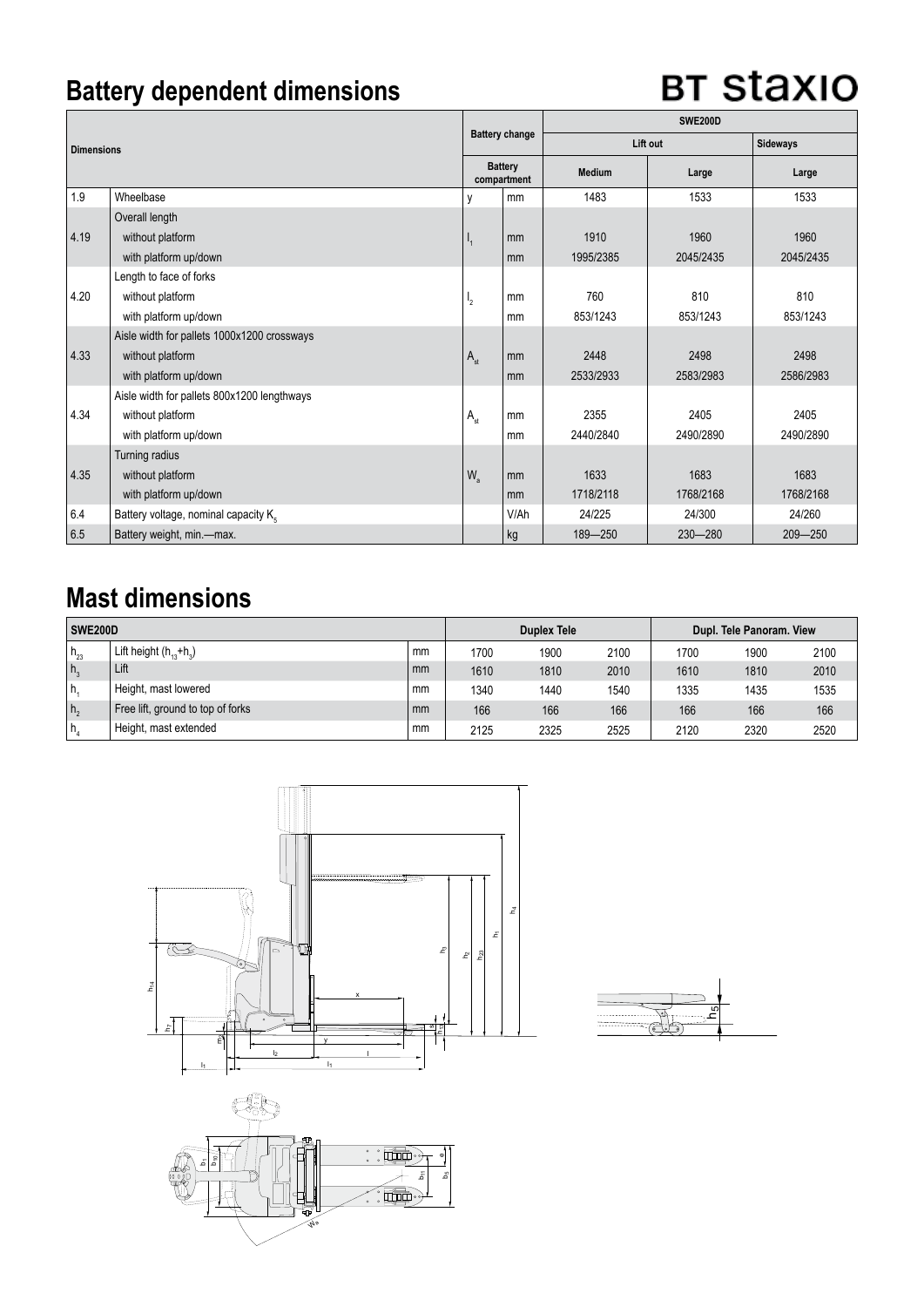# Battery dependent dimensions

BT staxio

| Dimensions | | Battery change | | SWE200D | | |
|---|---|---|---|---|---|---|
| | | | | Lift out | | Sideways |
| | | Battery compartment | | Medium | Large | Large |
| 1.9 | Wheelbase | y | mm | 1483 | 1533 | 1533 |
| 4.19 | Overall length | | | | | |
| | without platform | $l_1$ | mm | 1910 | 1960 | 1960 |
| | with platform up/down | | mm | 1995/2385 | 2045/2435 | 2045/2435 |
| 4.20 | Length to face of forks | | | | | |
| | without platform | $l_2$ | mm | 760 | 810 | 810 |
| | with platform up/down | | mm | 853/1243 | 853/1243 | 853/1243 |
| 4.33 | Aisle width for pallets 1000x1200 crossways | | | | | |
| | without platform | $A_{st}$ | mm | 2448 | 2498 | 2498 |
| | with platform up/down | | mm | 2533/2933 | 2583/2983 | 2586/2983 |
| 4.34 | Aisle width for pallets 800x1200 lengthways | | | | | |
| | without platform | $A_{st}$ | mm | 2355 | 2405 | 2405 |
| | with platform up/down | | mm | 2440/2840 | 2490/2890 | 2490/2890 |
| 4.35 | Turning radius | | | | | |
| | without platform | $W_a$ | mm | 1633 | 1683 | 1683 |
| | with platform up/down | | mm | 1718/2118 | 1768/2168 | 1768/2168 |
| 6.4 | Battery voltage, nominal capacity $K_5$ | | V/Ah | 24/225 | 24/300 | 24/260 |
| 6.5 | Battery weight, min.—max. | | kg | 189—250 | 230—280 | 209—250 |

# Mast dimensions

| SWE200D | | | Duplex Tele | | | Dupl. Tele Panoram. View | | |
|---|---|---|---|---|---|---|---|---|
| $h_{23}$ | Lift height ($h_{13}$+$h_3$) | mm | 1700 | 1900 | 2100 | 1700 | 1900 | 2100 |
| $h_3$ | Lift | mm | 1610 | 1810 | 2010 | 1610 | 1810 | 2010 |
| $h_1$ | Height, mast lowered | mm | 1340 | 1440 | 1540 | 1335 | 1435 | 1535 |
| $h_2$ | Free lift, ground to top of forks | mm | 166 | 166 | 166 | 166 | 166 | 166 |
| $h_4$ | Height, mast extended | mm | 2125 | 2325 | 2525 | 2120 | 2320 | 2520 |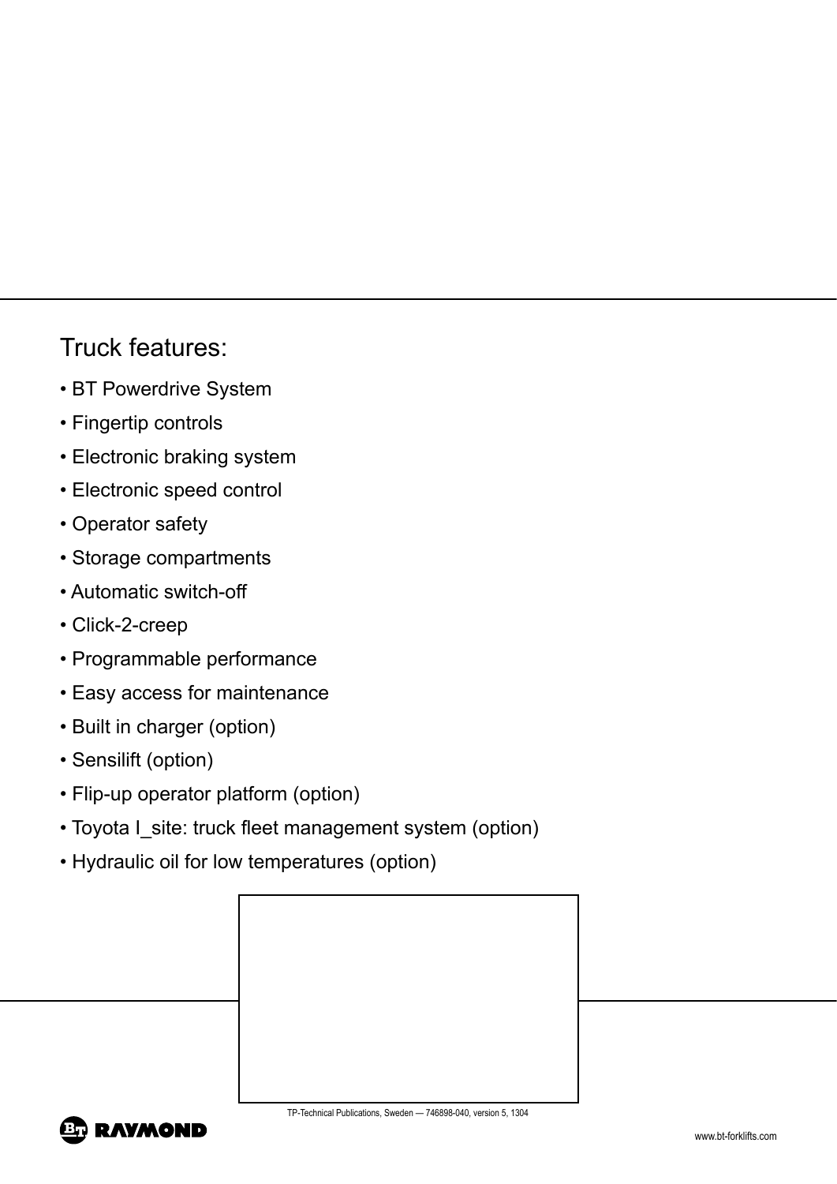## Truck features:

- BT Powerdrive System
- Fingertip controls
- Electronic braking system
- Electronic speed control
- Operator safety
- Storage compartments
- Automatic switch-off
- Click-2-creep
- Programmable performance
- Easy access for maintenance
- Built in charger (option)
- Sensilift (option)
- Flip-up operator platform (option)
- Toyota I_site: truck fleet management system (option)
- Hydraulic oil for low temperatures (option)

TP-Technical Publications, Sweden — 746898-040, version 5, 1304

BT RAYMOND

www.bt-forklifts.com